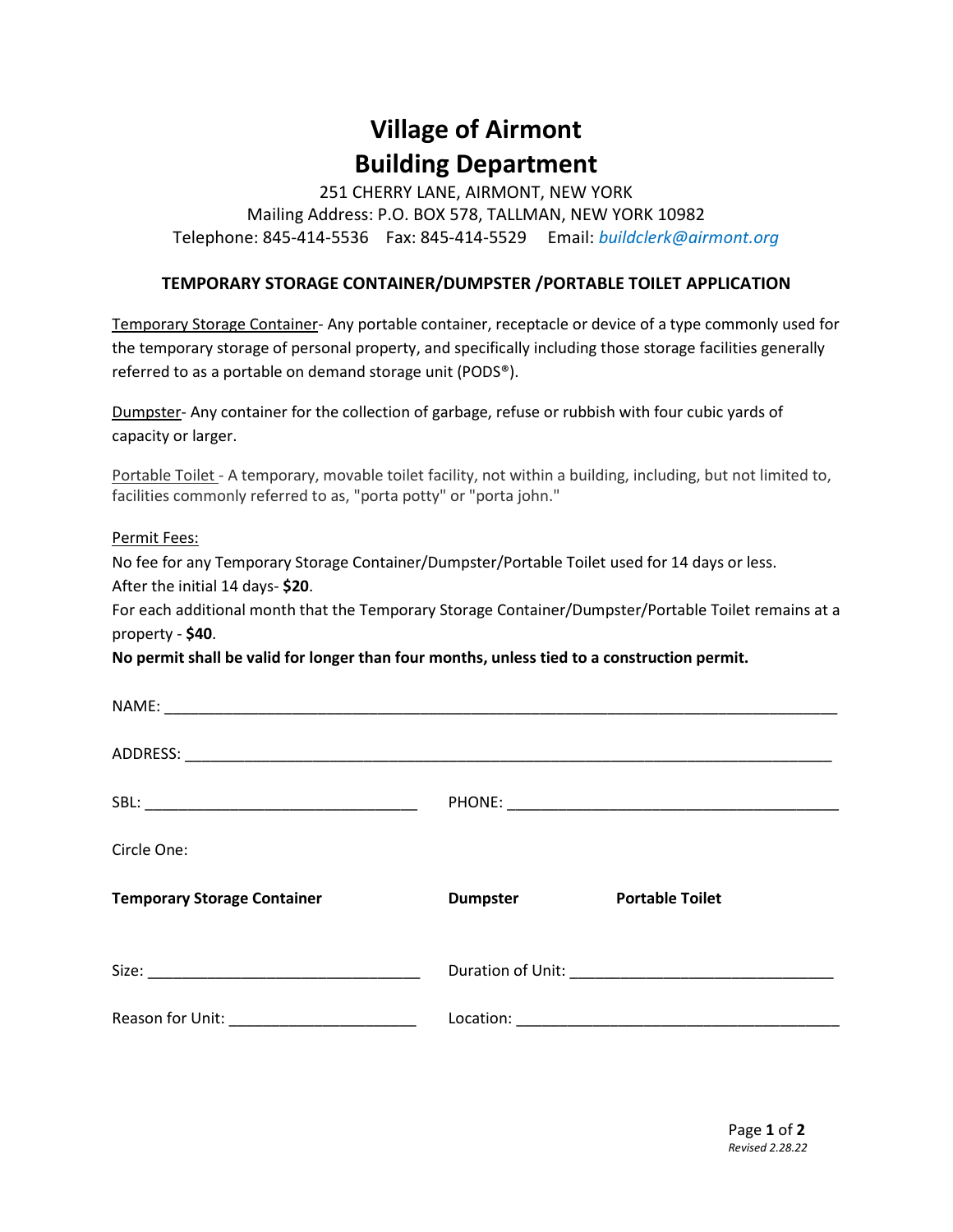# Village of Airmont
# Building Department

251 CHERRY LANE, AIRMONT, NEW YORK
Mailing Address: P.O. BOX 578, TALLMAN, NEW YORK 10982
Telephone: 845-414-5536 Fax: 845-414-5529 Email: *buildclerk@airmont.org*

### TEMPORARY STORAGE CONTAINER/DUMPSTER /PORTABLE TOILET APPLICATION

Temporary Storage Container- Any portable container, receptacle or device of a type commonly used for the temporary storage of personal property, and specifically including those storage facilities generally referred to as a portable on demand storage unit (PODS®).

Dumpster- Any container for the collection of garbage, refuse or rubbish with four cubic yards of capacity or larger.

Portable Toilet - A temporary, movable toilet facility, not within a building, including, but not limited to, facilities commonly referred to as, "porta potty" or "porta john."

Permit Fees:

No fee for any Temporary Storage Container/Dumpster/Portable Toilet used for 14 days or less.
After the initial 14 days- **$20**.
For each additional month that the Temporary Storage Container/Dumpster/Portable Toilet remains at a property - **$40**.
**No permit shall be valid for longer than four months, unless tied to a construction permit.**

NAME: ______________________________________________________________________

ADDRESS: ____________________________________________________________________

SBL: ______________________________ PHONE: ____________________________________

Circle One:

**Temporary Storage Container** **Dumpster** **Portable Toilet**

Size: ______________________________ Duration of Unit: ____________________________

Reason for Unit: _____________________ Location: ____________________________________

*Revised 2.28.22*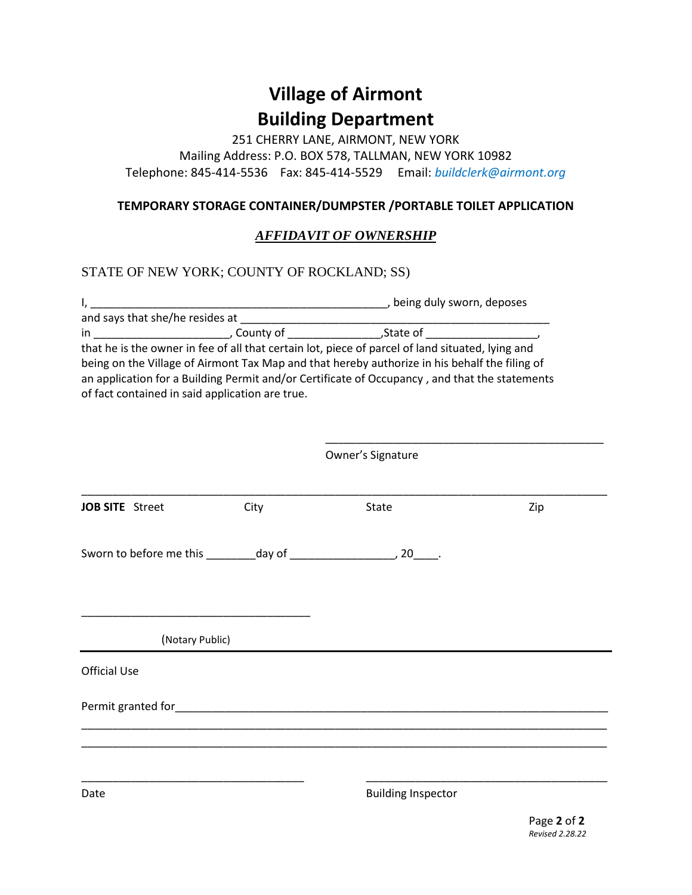# Village of Airmont
# Building Department

251 CHERRY LANE, AIRMONT, NEW YORK
Mailing Address: P.O. BOX 578, TALLMAN, NEW YORK 10982
Telephone: 845-414-5536 Fax: 845-414-5529 Email: *buildclerk@airmont.org*

**TEMPORARY STORAGE CONTAINER/DUMPSTER /PORTABLE TOILET APPLICATION**

***AFFIDAVIT OF OWNERSHIP***

STATE OF NEW YORK; COUNTY OF ROCKLAND; SS)

I, ________________________________________________, being duly sworn, deposes and says that she/he resides at ___________________________________________________ in _____________________, County of ______________,State of _________________, that he is the owner in fee of all that certain lot, piece of parcel of land situated, lying and being on the Village of Airmont Tax Map and that hereby authorize in his behalf the filing of an application for a Building Permit and/or Certificate of Occupancy , and that the statements of fact contained in said application are true.

_____________________________________________
Owner's Signature

_____________________________________________________________________________________

**JOB SITE** Street City State Zip

Sworn to before me this ________day of ________________, 20____.

_____________________________________
(Notary Public)

---

Official Use

Permit granted for__________________________________________________________________________

_____________________________________________________________________________________

_____________________________________________________________________________________

____________________________________ ________________________________________
Date Building Inspector

*Revised 2.28.22*